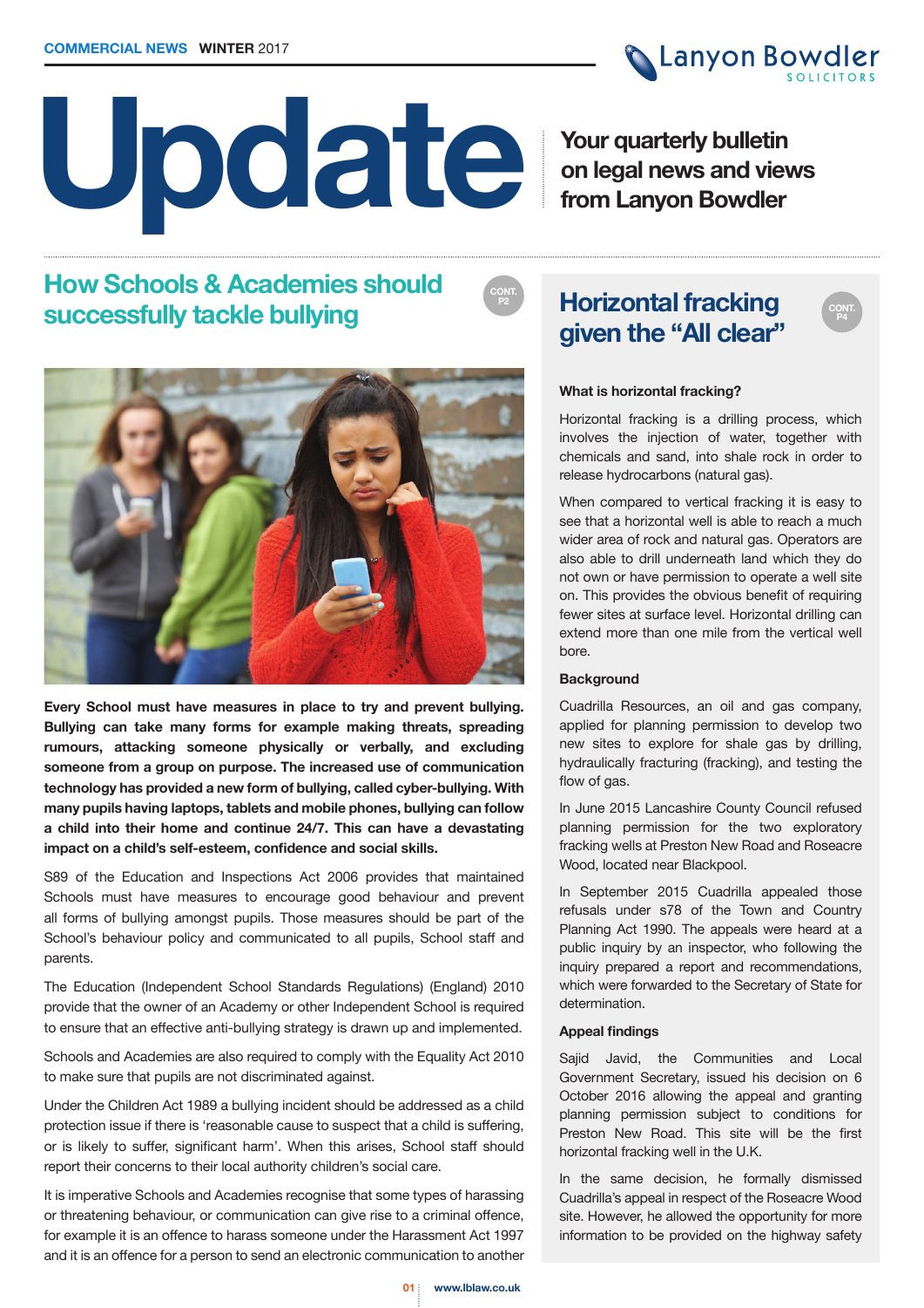**COMMERCIAL NEWS WINTER 2017**

# Update

**Your quarterly bulletin on legal news and views from Lanyon Bowdler**

## How Schools & Academies should successfully tackle bullying

CONT. P2

**Every School must have measures in place to try and prevent bullying. Bullying can take many forms for example making threats, spreading rumours, attacking someone physically or verbally, and excluding someone from a group on purpose. The increased use of communication technology has provided a new form of bullying, called cyber-bullying. With many pupils having laptops, tablets and mobile phones, bullying can follow a child into their home and continue 24/7. This can have a devastating impact on a child's self-esteem, confidence and social skills.**

S89 of the Education and Inspections Act 2006 provides that maintained Schools must have measures to encourage good behaviour and prevent all forms of bullying amongst pupils. Those measures should be part of the School's behaviour policy and communicated to all pupils, School staff and parents.

The Education (Independent School Standards Regulations) (England) 2010 provide that the owner of an Academy or other Independent School is required to ensure that an effective anti-bullying strategy is drawn up and implemented.

Schools and Academies are also required to comply with the Equality Act 2010 to make sure that pupils are not discriminated against.

Under the Children Act 1989 a bullying incident should be addressed as a child protection issue if there is 'reasonable cause to suspect that a child is suffering, or is likely to suffer, significant harm'. When this arises, School staff should report their concerns to their local authority children's social care.

It is imperative Schools and Academies recognise that some types of harassing or threatening behaviour, or communication can give rise to a criminal offence, for example it is an offence to harass someone under the Harassment Act 1997 and it is an offence for a person to send an electronic communication to another

## Horizontal fracking given the "All clear"

CONT. P4

### What is horizontal fracking?

Horizontal fracking is a drilling process, which involves the injection of water, together with chemicals and sand, into shale rock in order to release hydrocarbons (natural gas).

When compared to vertical fracking it is easy to see that a horizontal well is able to reach a much wider area of rock and natural gas. Operators are also able to drill underneath land which they do not own or have permission to operate a well site on. This provides the obvious benefit of requiring fewer sites at surface level. Horizontal drilling can extend more than one mile from the vertical well bore.

### Background

Cuadrilla Resources, an oil and gas company, applied for planning permission to develop two new sites to explore for shale gas by drilling, hydraulically fracturing (fracking), and testing the flow of gas.

In June 2015 Lancashire County Council refused planning permission for the two exploratory fracking wells at Preston New Road and Roseacre Wood, located near Blackpool.

In September 2015 Cuadrilla appealed those refusals under s78 of the Town and Country Planning Act 1990. The appeals were heard at a public inquiry by an inspector, who following the inquiry prepared a report and recommendations, which were forwarded to the Secretary of State for determination.

### Appeal findings

Sajid Javid, the Communities and Local Government Secretary, issued his decision on 6 October 2016 allowing the appeal and granting planning permission subject to conditions for Preston New Road. This site will be the first horizontal fracking well in the U.K.

In the same decision, he formally dismissed Cuadrilla's appeal in respect of the Roseacre Wood site. However, he allowed the opportunity for more information to be provided on the highway safety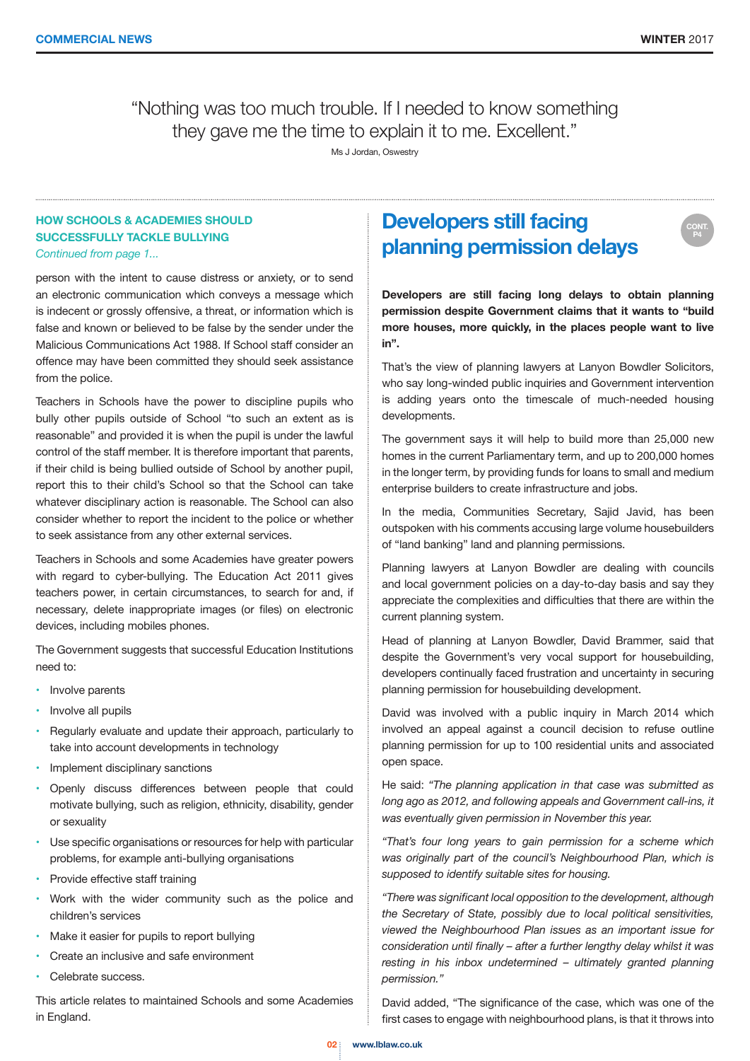"Nothing was too much trouble. If I needed to know something they gave me the time to explain it to me. Excellent."

Ms J Jordan, Oswestry

## HOW SCHOOLS & ACADEMIES SHOULD SUCCESSFULLY TACKLE BULLYING

*Continued from page 1...*

person with the intent to cause distress or anxiety, or to send an electronic communication which conveys a message which is indecent or grossly offensive, a threat, or information which is false and known or believed to be false by the sender under the Malicious Communications Act 1988. If School staff consider an offence may have been committed they should seek assistance from the police.

Teachers in Schools have the power to discipline pupils who bully other pupils outside of School "to such an extent as is reasonable" and provided it is when the pupil is under the lawful control of the staff member. It is therefore important that parents, if their child is being bullied outside of School by another pupil, report this to their child's School so that the School can take whatever disciplinary action is reasonable. The School can also consider whether to report the incident to the police or whether to seek assistance from any other external services.

Teachers in Schools and some Academies have greater powers with regard to cyber-bullying. The Education Act 2011 gives teachers power, in certain circumstances, to search for and, if necessary, delete inappropriate images (or files) on electronic devices, including mobiles phones.

The Government suggests that successful Education Institutions need to:

- Involve parents
- Involve all pupils
- Regularly evaluate and update their approach, particularly to take into account developments in technology
- Implement disciplinary sanctions
- Openly discuss differences between people that could motivate bullying, such as religion, ethnicity, disability, gender or sexuality
- Use specific organisations or resources for help with particular problems, for example anti-bullying organisations
- Provide effective staff training
- Work with the wider community such as the police and children's services
- Make it easier for pupils to report bullying
- Create an inclusive and safe environment
- Celebrate success.

This article relates to maintained Schools and some Academies in England.

## Developers still facing planning permission delays

CONT. P4

**Developers are still facing long delays to obtain planning permission despite Government claims that it wants to "build more houses, more quickly, in the places people want to live in".**

That's the view of planning lawyers at Lanyon Bowdler Solicitors, who say long-winded public inquiries and Government intervention is adding years onto the timescale of much-needed housing developments.

The government says it will help to build more than 25,000 new homes in the current Parliamentary term, and up to 200,000 homes in the longer term, by providing funds for loans to small and medium enterprise builders to create infrastructure and jobs.

In the media, Communities Secretary, Sajid Javid, has been outspoken with his comments accusing large volume housebuilders of "land banking" land and planning permissions.

Planning lawyers at Lanyon Bowdler are dealing with councils and local government policies on a day-to-day basis and say they appreciate the complexities and difficulties that there are within the current planning system.

Head of planning at Lanyon Bowdler, David Brammer, said that despite the Government's very vocal support for housebuilding, developers continually faced frustration and uncertainty in securing planning permission for housebuilding development.

David was involved with a public inquiry in March 2014 which involved an appeal against a council decision to refuse outline planning permission for up to 100 residential units and associated open space.

He said: *"The planning application in that case was submitted as long ago as 2012, and following appeals and Government call-ins, it was eventually given permission in November this year.*

*"That's four long years to gain permission for a scheme which was originally part of the council's Neighbourhood Plan, which is supposed to identify suitable sites for housing.*

*"There was significant local opposition to the development, although the Secretary of State, possibly due to local political sensitivities, viewed the Neighbourhood Plan issues as an important issue for consideration until finally – after a further lengthy delay whilst it was resting in his inbox undetermined – ultimately granted planning permission."*

David added, "The significance of the case, which was one of the first cases to engage with neighbourhood plans, is that it throws into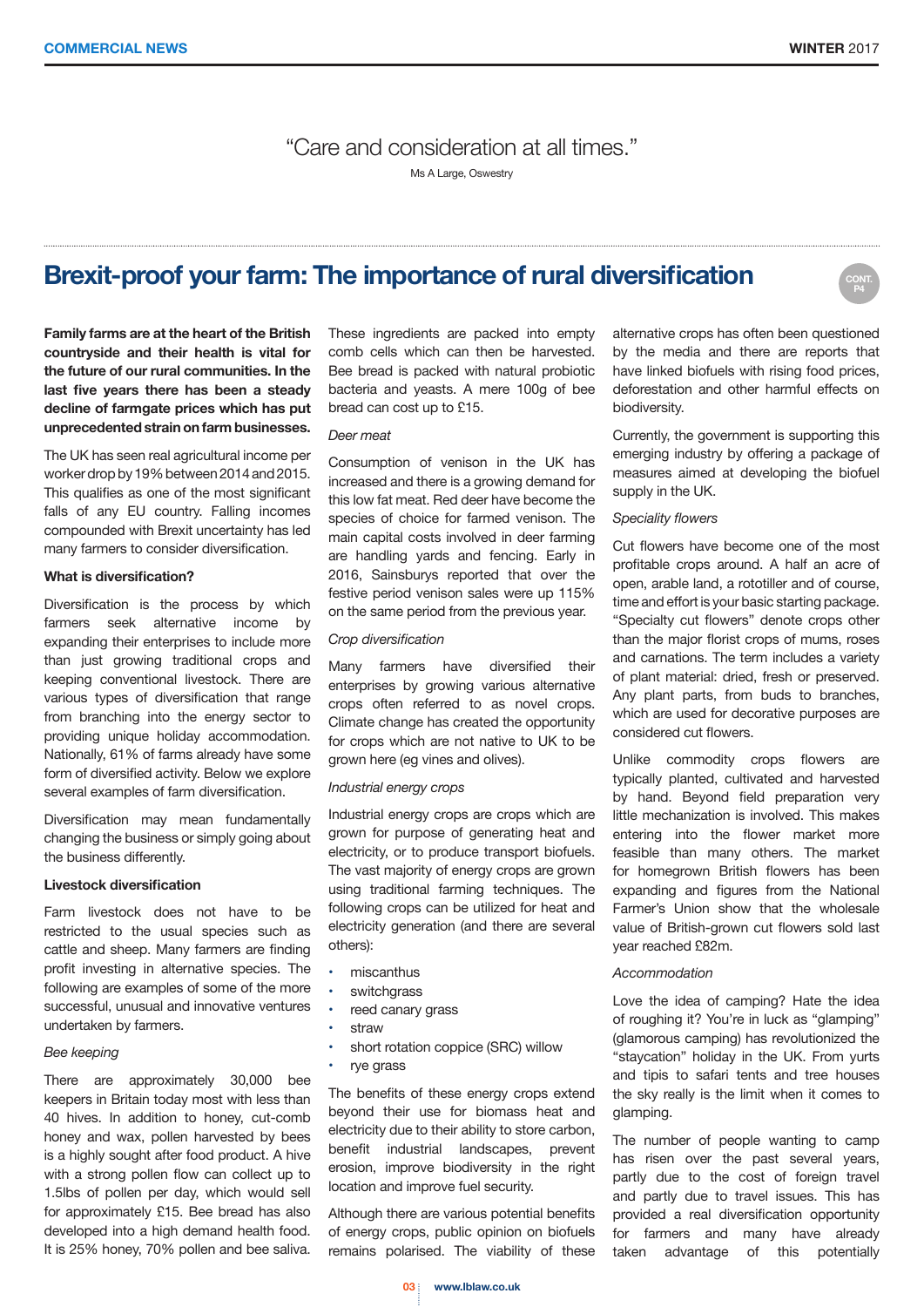> "Care and consideration at all times."
>
> Ms A Large, Oswestry

## Brexit-proof your farm: The importance of rural diversification

CONT. P4

**Family farms are at the heart of the British countryside and their health is vital for the future of our rural communities. In the last five years there has been a steady decline of farmgate prices which has put unprecedented strain on farm businesses.**

The UK has seen real agricultural income per worker drop by 19% between 2014 and 2015. This qualifies as one of the most significant falls of any EU country. Falling incomes compounded with Brexit uncertainty has led many farmers to consider diversification.

**What is diversification?**

Diversification is the process by which farmers seek alternative income by expanding their enterprises to include more than just growing traditional crops and keeping conventional livestock. There are various types of diversification that range from branching into the energy sector to providing unique holiday accommodation. Nationally, 61% of farms already have some form of diversified activity. Below we explore several examples of farm diversification.

Diversification may mean fundamentally changing the business or simply going about the business differently.

**Livestock diversification**

Farm livestock does not have to be restricted to the usual species such as cattle and sheep. Many farmers are finding profit investing in alternative species. The following are examples of some of the more successful, unusual and innovative ventures undertaken by farmers.

*Bee keeping*

There are approximately 30,000 bee keepers in Britain today most with less than 40 hives. In addition to honey, cut-comb honey and wax, pollen harvested by bees is a highly sought after food product. A hive with a strong pollen flow can collect up to 1.5lbs of pollen per day, which would sell for approximately £15. Bee bread has also developed into a high demand health food. It is 25% honey, 70% pollen and bee saliva. These ingredients are packed into empty comb cells which can then be harvested. Bee bread is packed with natural probiotic bacteria and yeasts. A mere 100g of bee bread can cost up to £15.

*Deer meat*

Consumption of venison in the UK has increased and there is a growing demand for this low fat meat. Red deer have become the species of choice for farmed venison. The main capital costs involved in deer farming are handling yards and fencing. Early in 2016, Sainsburys reported that over the festive period venison sales were up 115% on the same period from the previous year.

*Crop diversification*

Many farmers have diversified their enterprises by growing various alternative crops often referred to as novel crops. Climate change has created the opportunity for crops which are not native to UK to be grown here (eg vines and olives).

*Industrial energy crops*

Industrial energy crops are crops which are grown for purpose of generating heat and electricity, or to produce transport biofuels. The vast majority of energy crops are grown using traditional farming techniques. The following crops can be utilized for heat and electricity generation (and there are several others):

- miscanthus
- switchgrass
- reed canary grass
- straw
- short rotation coppice (SRC) willow
- rye grass

The benefits of these energy crops extend beyond their use for biomass heat and electricity due to their ability to store carbon, benefit industrial landscapes, prevent erosion, improve biodiversity in the right location and improve fuel security.

Although there are various potential benefits of energy crops, public opinion on biofuels remains polarised. The viability of these alternative crops has often been questioned by the media and there are reports that have linked biofuels with rising food prices, deforestation and other harmful effects on biodiversity.

Currently, the government is supporting this emerging industry by offering a package of measures aimed at developing the biofuel supply in the UK.

*Speciality flowers*

Cut flowers have become one of the most profitable crops around. A half an acre of open, arable land, a rototiller and of course, time and effort is your basic starting package. "Specialty cut flowers" denote crops other than the major florist crops of mums, roses and carnations. The term includes a variety of plant material: dried, fresh or preserved. Any plant parts, from buds to branches, which are used for decorative purposes are considered cut flowers.

Unlike commodity crops flowers are typically planted, cultivated and harvested by hand. Beyond field preparation very little mechanization is involved. This makes entering into the flower market more feasible than many others. The market for homegrown British flowers has been expanding and figures from the National Farmer's Union show that the wholesale value of British-grown cut flowers sold last year reached £82m.

*Accommodation*

Love the idea of camping? Hate the idea of roughing it? You're in luck as "glamping" (glamorous camping) has revolutionized the "staycation" holiday in the UK. From yurts and tipis to safari tents and tree houses the sky really is the limit when it comes to glamping.

The number of people wanting to camp has risen over the past several years, partly due to the cost of foreign travel and partly due to travel issues. This has provided a real diversification opportunity for farmers and many have already taken advantage of this potentially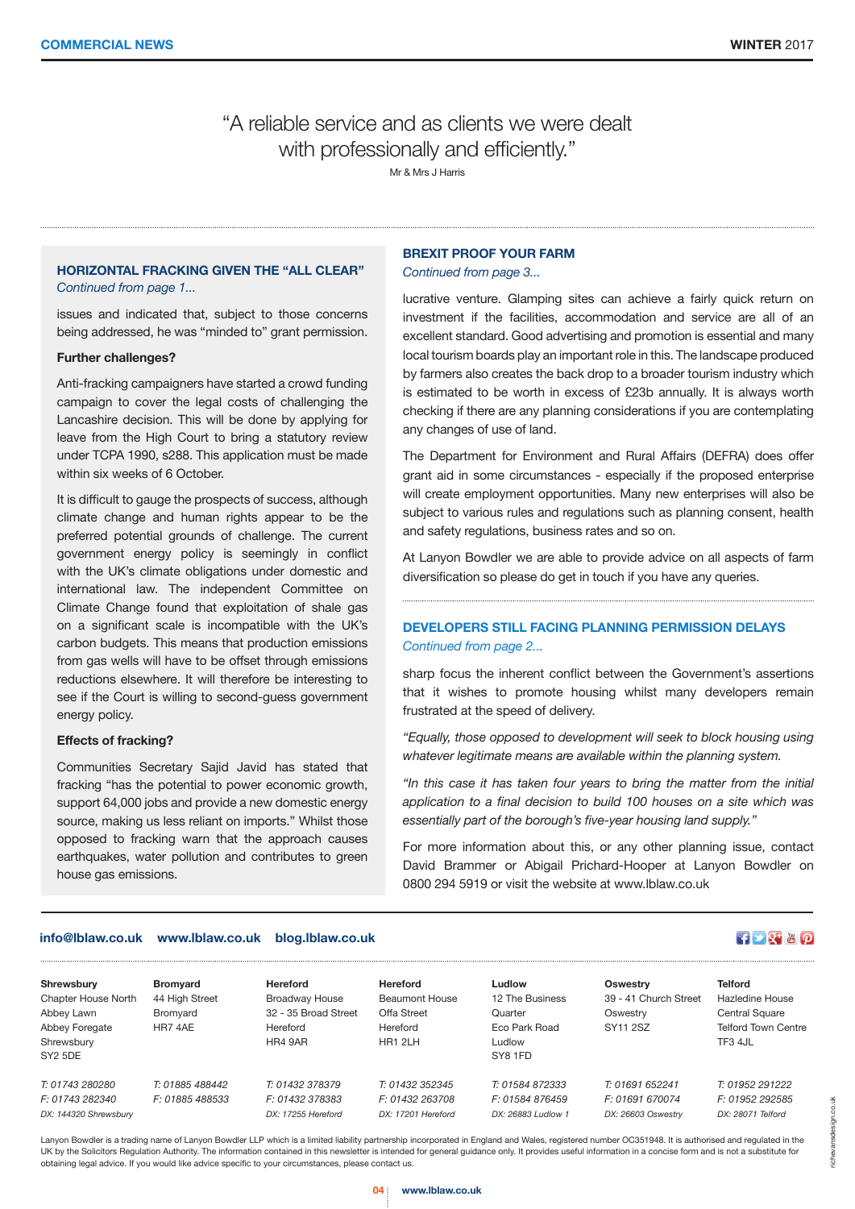> "A reliable service and as clients we were dealt with professionally and efficiently."
>
> Mr & Mrs J Harris

## HORIZONTAL FRACKING GIVEN THE "ALL CLEAR"

*Continued from page 1...*

issues and indicated that, subject to those concerns being addressed, he was "minded to" grant permission.

**Further challenges?**

Anti-fracking campaigners have started a crowd funding campaign to cover the legal costs of challenging the Lancashire decision. This will be done by applying for leave from the High Court to bring a statutory review under TCPA 1990, s288. This application must be made within six weeks of 6 October.

It is difficult to gauge the prospects of success, although climate change and human rights appear to be the preferred potential grounds of challenge. The current government energy policy is seemingly in conflict with the UK's climate obligations under domestic and international law. The independent Committee on Climate Change found that exploitation of shale gas on a significant scale is incompatible with the UK's carbon budgets. This means that production emissions from gas wells will have to be offset through emissions reductions elsewhere. It will therefore be interesting to see if the Court is willing to second-guess government energy policy.

**Effects of fracking?**

Communities Secretary Sajid Javid has stated that fracking "has the potential to power economic growth, support 64,000 jobs and provide a new domestic energy source, making us less reliant on imports." Whilst those opposed to fracking warn that the approach causes earthquakes, water pollution and contributes to green house gas emissions.

## BREXIT PROOF YOUR FARM

*Continued from page 3...*

lucrative venture. Glamping sites can achieve a fairly quick return on investment if the facilities, accommodation and service are all of an excellent standard. Good advertising and promotion is essential and many local tourism boards play an important role in this. The landscape produced by farmers also creates the back drop to a broader tourism industry which is estimated to be worth in excess of £23b annually. It is always worth checking if there are any planning considerations if you are contemplating any changes of use of land.

The Department for Environment and Rural Affairs (DEFRA) does offer grant aid in some circumstances - especially if the proposed enterprise will create employment opportunities. Many new enterprises will also be subject to various rules and regulations such as planning consent, health and safety regulations, business rates and so on.

At Lanyon Bowdler we are able to provide advice on all aspects of farm diversification so please do get in touch if you have any queries.

## DEVELOPERS STILL FACING PLANNING PERMISSION DELAYS

*Continued from page 2...*

sharp focus the inherent conflict between the Government's assertions that it wishes to promote housing whilst many developers remain frustrated at the speed of delivery.

*"Equally, those opposed to development will seek to block housing using whatever legitimate means are available within the planning system.*

*"In this case it has taken four years to bring the matter from the initial application to a final decision to build 100 houses on a site which was essentially part of the borough's five-year housing land supply."*

For more information about this, or any other planning issue, contact David Brammer or Abigail Prichard-Hooper at Lanyon Bowdler on 0800 294 5919 or visit the website at www.lblaw.co.uk

**info@lblaw.co.uk** **www.lblaw.co.uk** **blog.lblaw.co.uk**

| Shrewsbury | Bromyard | Hereford | Hereford | Ludlow | Oswestry | Telford |
|---|---|---|---|---|---|---|
| Chapter House North, Abbey Lawn, Abbey Foregate, Shrewsbury, SY2 5DE | 44 High Street, Bromyard, HR7 4AE | Broadway House, 32 - 35 Broad Street, Hereford, HR4 9AR | Beaumont House, Offa Street, Hereford, HR1 2LH | 12 The Business Quarter, Eco Park Road, Ludlow, SY8 1FD | 39 - 41 Church Street, Oswestry, SY11 2SZ | Hazledine House, Central Square, Telford Town Centre, TF3 4JL |
| T: 01743 280280 | T: 01885 488442 | T: 01432 378379 | T: 01432 352345 | T: 01584 872333 | T: 01691 652241 | T: 01952 291222 |
| F: 01743 282340 | F: 01885 488533 | F: 01432 378383 | F: 01432 263708 | F: 01584 876459 | F: 01691 670074 | F: 01952 292585 |
| DX: 144320 Shrewsbury | | DX: 17255 Hereford | DX: 17201 Hereford | DX: 26883 Ludlow 1 | DX: 26603 Oswestry | DX: 28071 Telford |

Lanyon Bowdler is a trading name of Lanyon Bowdler LLP which is a limited liability partnership incorporated in England and Wales, registered number OC351948. It is authorised and regulated in the UK by the Solicitors Regulation Authority. The information contained in this newsletter is intended for general guidance only. It provides useful information in a concise form and is not a substitute for obtaining legal advice. If you would like advice specific to your circumstances, please contact us.